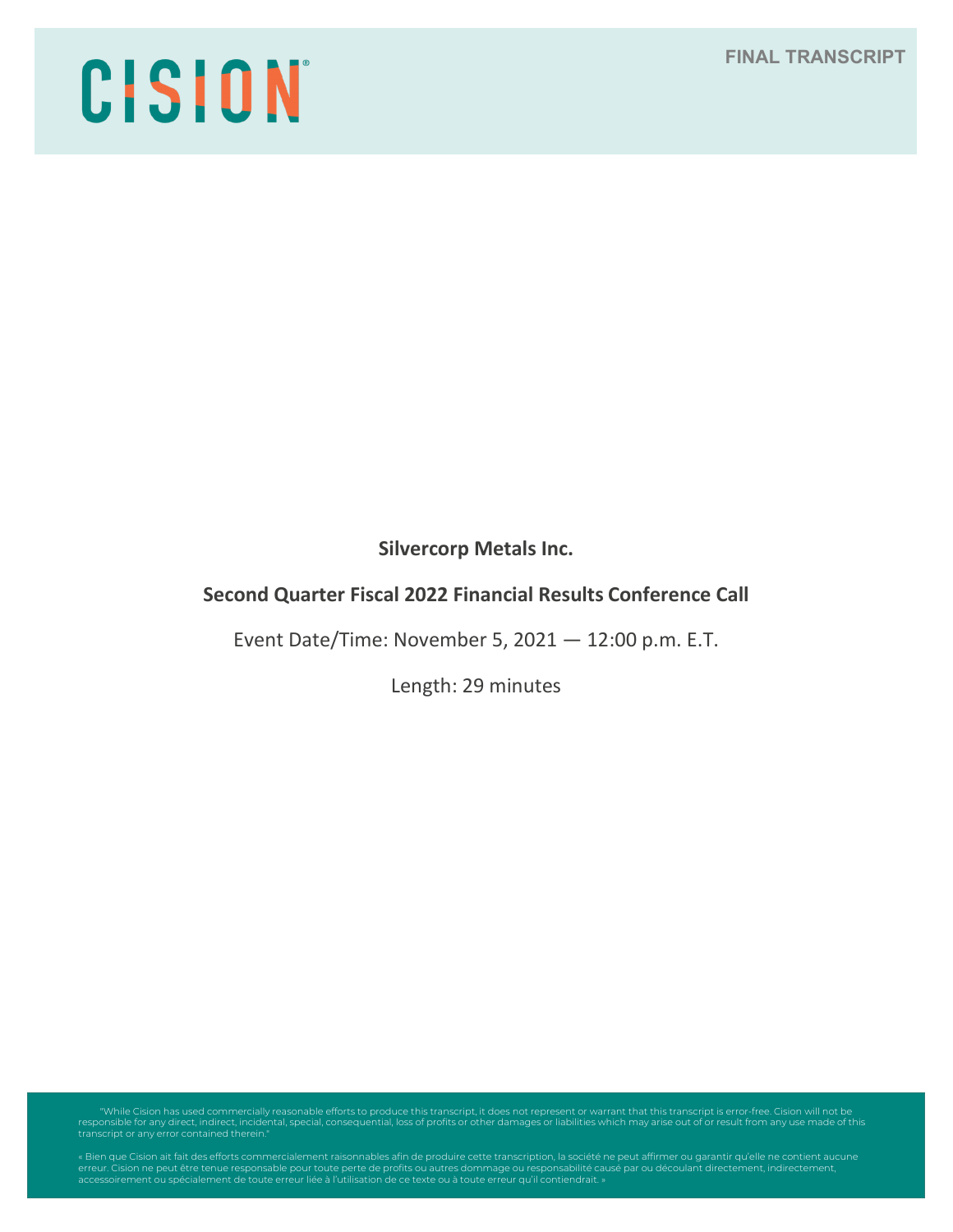CISION

FINAL TRANSCRIPT

**Silvercorp Metals Inc.**

**Second Quarter Fiscal 2022 Financial Results Conference Call**

Event Date/Time: November 5, 2021 — 12:00 p.m. E.T.

Length: 29 minutes

"While Cision has used commercially reasonable efforts to produce this transcript, it does not represent or warrant that this transcript is error-free. Cision will not be responsible for any direct, indirect, incidental, special, consequential, loss of profits or other damages or liabilities which may arise out of or result from any use made of this transcript or any error contained therein."

« Bien que Cision ait fait des efforts commercialement raisonnables afin de produire cette transcription, la société ne peut affirmer ou garantir qu'elle ne contient aucune erreur. Cision ne peut être tenue responsable pour toute perte de profits ou autres dommage ou responsabilité causé par ou découlant directement, indirectement, accessoirement ou spécialement de toute erreur liée à l'utilisation de ce texte ou à toute erreur qu'il contiendrait. »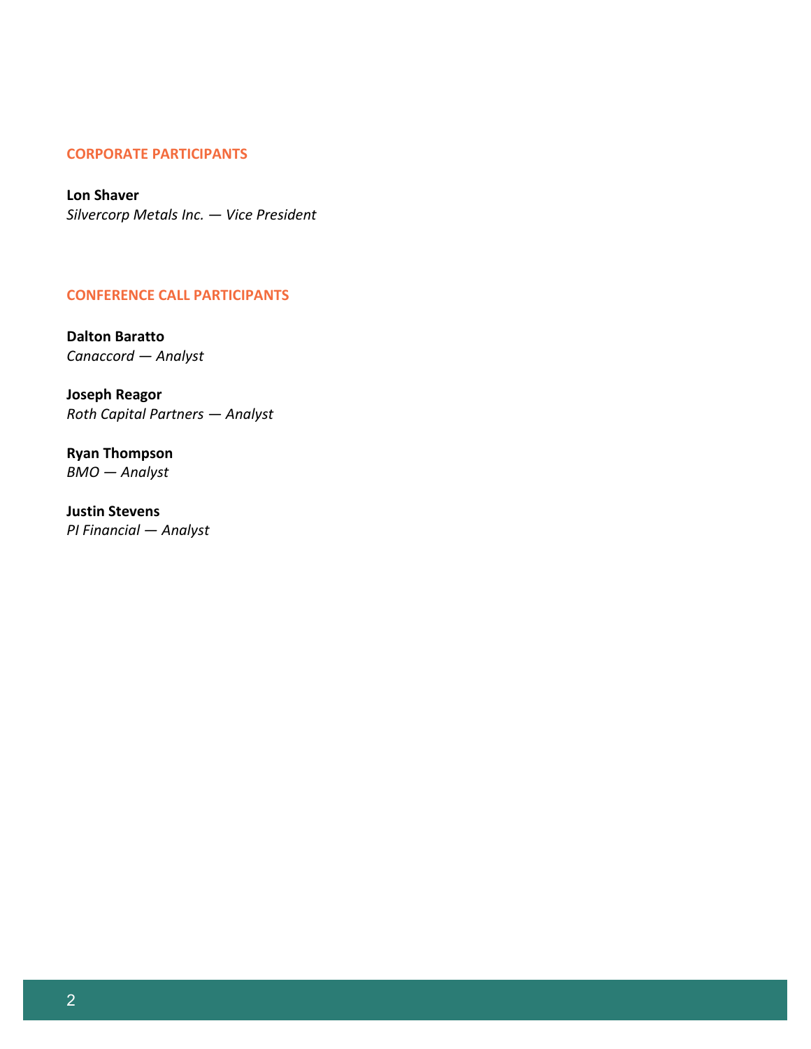## CORPORATE PARTICIPANTS

**Lon Shaver**
*Silvercorp Metals Inc. — Vice President*

## CONFERENCE CALL PARTICIPANTS

**Dalton Baratto**
*Canaccord — Analyst*

**Joseph Reagor**
*Roth Capital Partners — Analyst*

**Ryan Thompson**
*BMO — Analyst*

**Justin Stevens**
*PI Financial — Analyst*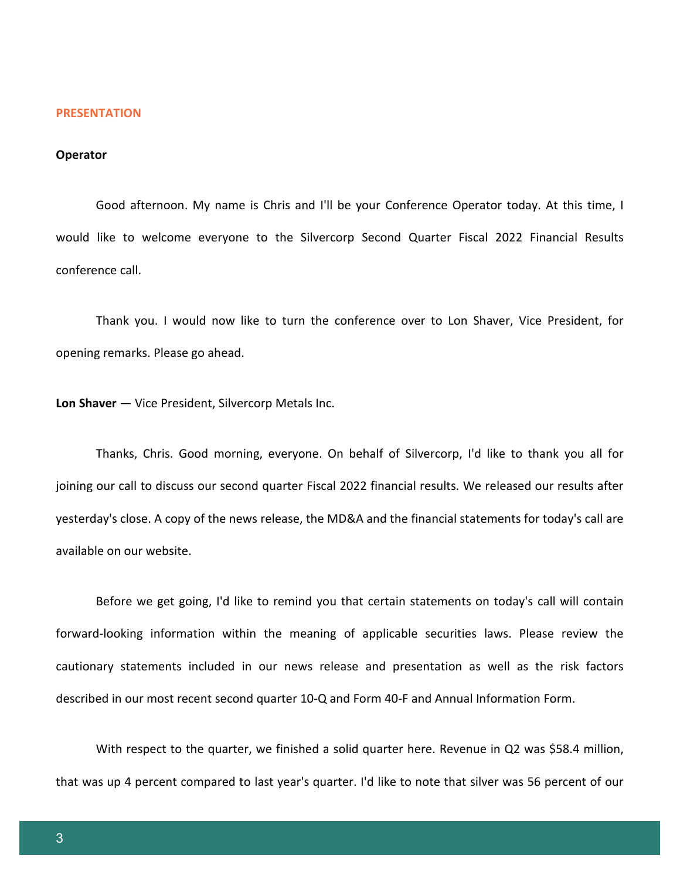**PRESENTATION**

**Operator**

Good afternoon. My name is Chris and I'll be your Conference Operator today. At this time, I would like to welcome everyone to the Silvercorp Second Quarter Fiscal 2022 Financial Results conference call.

Thank you. I would now like to turn the conference over to Lon Shaver, Vice President, for opening remarks. Please go ahead.

**Lon Shaver** — Vice President, Silvercorp Metals Inc.

Thanks, Chris. Good morning, everyone. On behalf of Silvercorp, I'd like to thank you all for joining our call to discuss our second quarter Fiscal 2022 financial results. We released our results after yesterday's close. A copy of the news release, the MD&A and the financial statements for today's call are available on our website.

Before we get going, I'd like to remind you that certain statements on today's call will contain forward-looking information within the meaning of applicable securities laws. Please review the cautionary statements included in our news release and presentation as well as the risk factors described in our most recent second quarter 10-Q and Form 40-F and Annual Information Form.

With respect to the quarter, we finished a solid quarter here. Revenue in Q2 was $58.4 million, that was up 4 percent compared to last year's quarter. I'd like to note that silver was 56 percent of our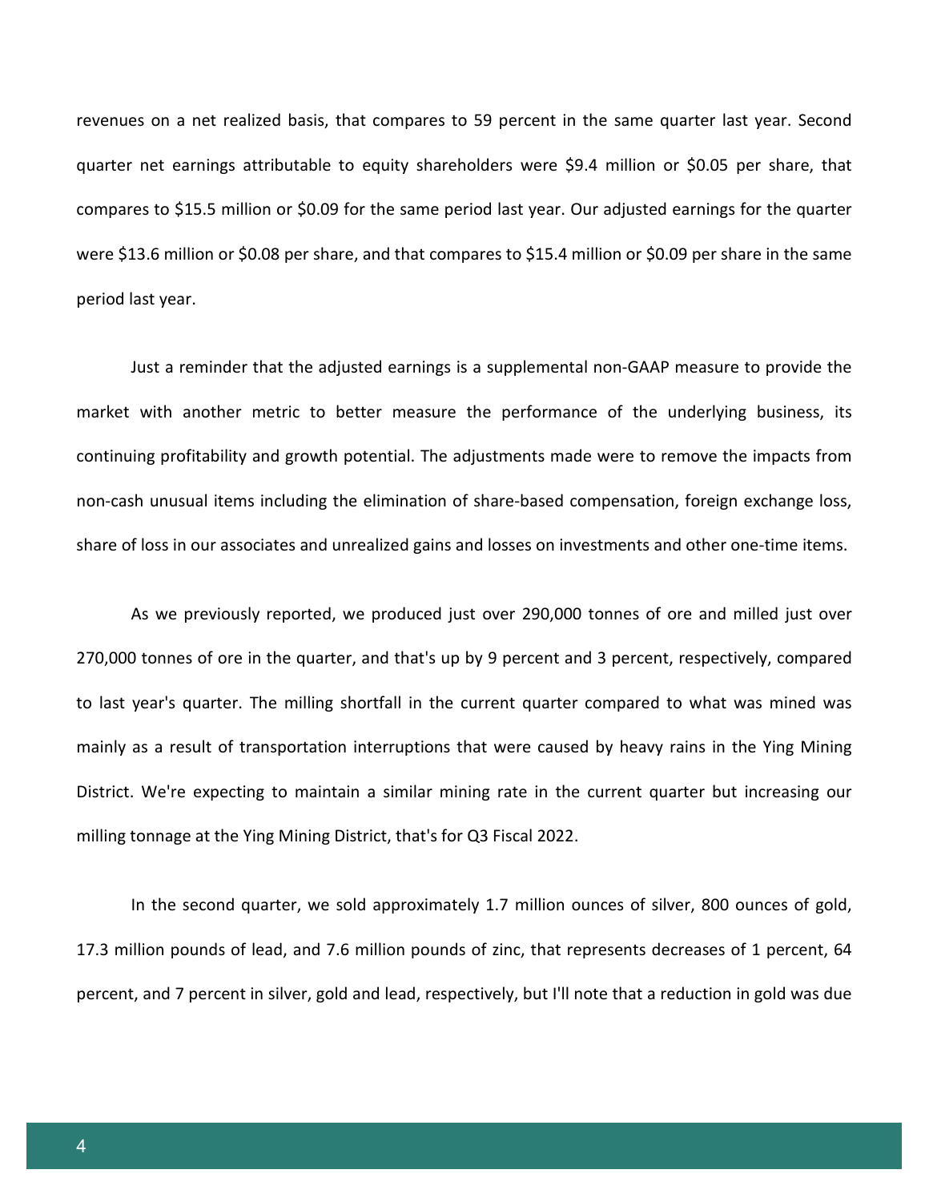revenues on a net realized basis, that compares to 59 percent in the same quarter last year. Second quarter net earnings attributable to equity shareholders were $9.4 million or $0.05 per share, that compares to $15.5 million or $0.09 for the same period last year. Our adjusted earnings for the quarter were $13.6 million or $0.08 per share, and that compares to $15.4 million or $0.09 per share in the same period last year.

Just a reminder that the adjusted earnings is a supplemental non-GAAP measure to provide the market with another metric to better measure the performance of the underlying business, its continuing profitability and growth potential. The adjustments made were to remove the impacts from non-cash unusual items including the elimination of share-based compensation, foreign exchange loss, share of loss in our associates and unrealized gains and losses on investments and other one-time items.

As we previously reported, we produced just over 290,000 tonnes of ore and milled just over 270,000 tonnes of ore in the quarter, and that's up by 9 percent and 3 percent, respectively, compared to last year's quarter. The milling shortfall in the current quarter compared to what was mined was mainly as a result of transportation interruptions that were caused by heavy rains in the Ying Mining District. We're expecting to maintain a similar mining rate in the current quarter but increasing our milling tonnage at the Ying Mining District, that's for Q3 Fiscal 2022.

In the second quarter, we sold approximately 1.7 million ounces of silver, 800 ounces of gold, 17.3 million pounds of lead, and 7.6 million pounds of zinc, that represents decreases of 1 percent, 64 percent, and 7 percent in silver, gold and lead, respectively, but I'll note that a reduction in gold was due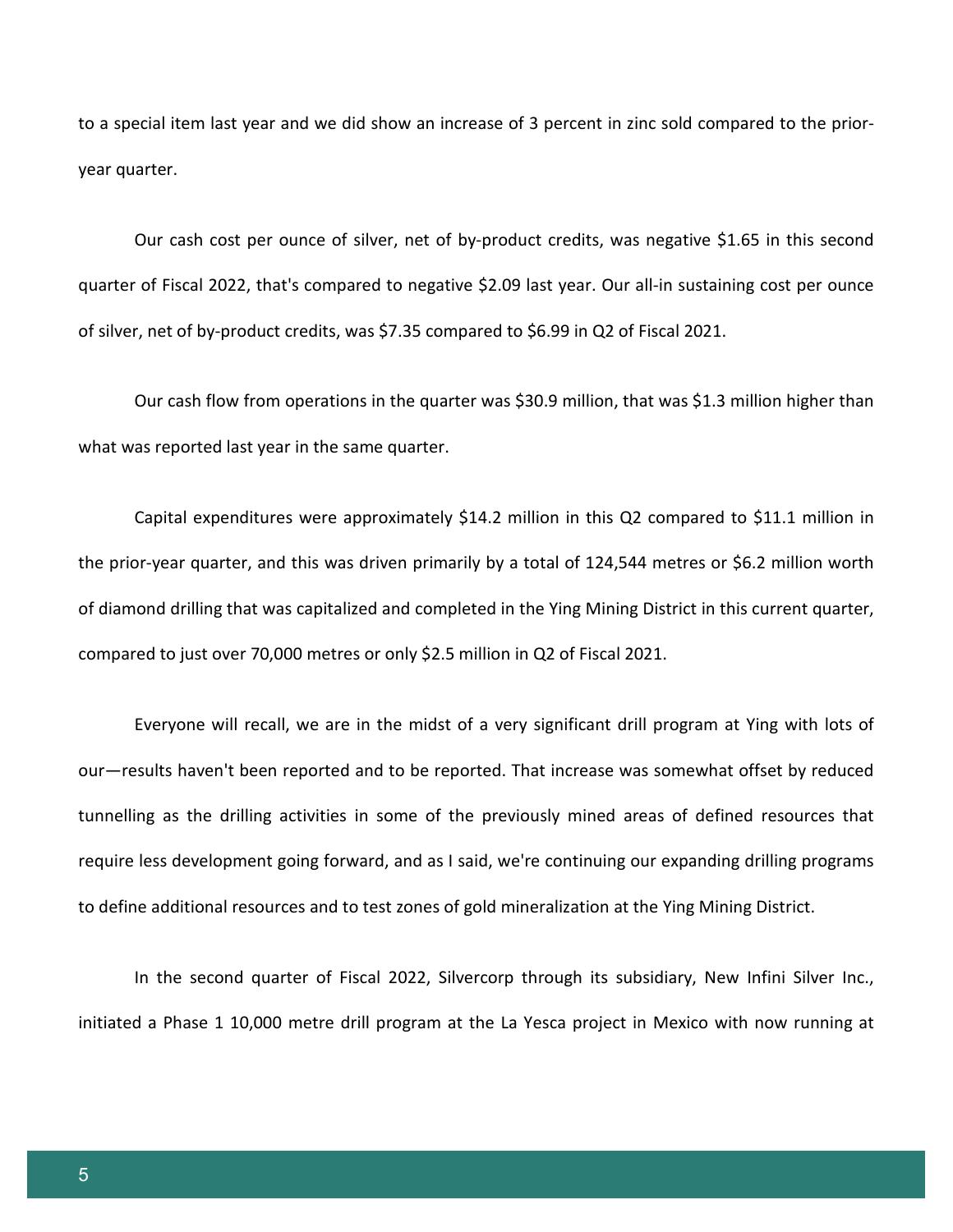to a special item last year and we did show an increase of 3 percent in zinc sold compared to the prior-year quarter.

Our cash cost per ounce of silver, net of by-product credits, was negative $1.65 in this second quarter of Fiscal 2022, that's compared to negative $2.09 last year. Our all-in sustaining cost per ounce of silver, net of by-product credits, was $7.35 compared to $6.99 in Q2 of Fiscal 2021.

Our cash flow from operations in the quarter was $30.9 million, that was $1.3 million higher than what was reported last year in the same quarter.

Capital expenditures were approximately $14.2 million in this Q2 compared to $11.1 million in the prior-year quarter, and this was driven primarily by a total of 124,544 metres or $6.2 million worth of diamond drilling that was capitalized and completed in the Ying Mining District in this current quarter, compared to just over 70,000 metres or only $2.5 million in Q2 of Fiscal 2021.

Everyone will recall, we are in the midst of a very significant drill program at Ying with lots of our—results haven't been reported and to be reported. That increase was somewhat offset by reduced tunnelling as the drilling activities in some of the previously mined areas of defined resources that require less development going forward, and as I said, we're continuing our expanding drilling programs to define additional resources and to test zones of gold mineralization at the Ying Mining District.

In the second quarter of Fiscal 2022, Silvercorp through its subsidiary, New Infini Silver Inc., initiated a Phase 1 10,000 metre drill program at the La Yesca project in Mexico with now running at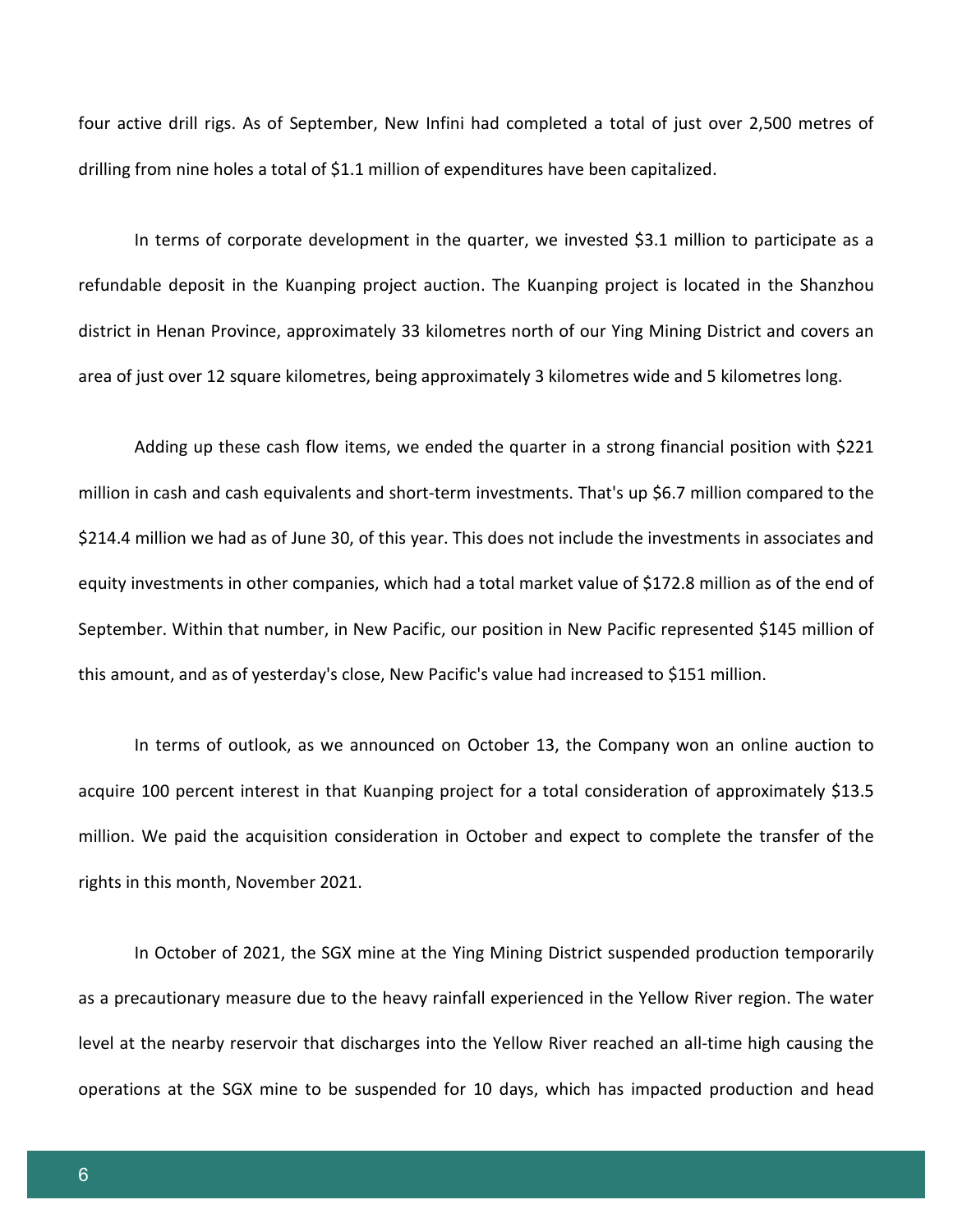four active drill rigs. As of September, New Infini had completed a total of just over 2,500 metres of drilling from nine holes a total of $1.1 million of expenditures have been capitalized.

In terms of corporate development in the quarter, we invested $3.1 million to participate as a refundable deposit in the Kuanping project auction. The Kuanping project is located in the Shanzhou district in Henan Province, approximately 33 kilometres north of our Ying Mining District and covers an area of just over 12 square kilometres, being approximately 3 kilometres wide and 5 kilometres long.

Adding up these cash flow items, we ended the quarter in a strong financial position with $221 million in cash and cash equivalents and short-term investments. That's up $6.7 million compared to the $214.4 million we had as of June 30, of this year. This does not include the investments in associates and equity investments in other companies, which had a total market value of $172.8 million as of the end of September. Within that number, in New Pacific, our position in New Pacific represented $145 million of this amount, and as of yesterday's close, New Pacific's value had increased to $151 million.

In terms of outlook, as we announced on October 13, the Company won an online auction to acquire 100 percent interest in that Kuanping project for a total consideration of approximately $13.5 million. We paid the acquisition consideration in October and expect to complete the transfer of the rights in this month, November 2021.

In October of 2021, the SGX mine at the Ying Mining District suspended production temporarily as a precautionary measure due to the heavy rainfall experienced in the Yellow River region. The water level at the nearby reservoir that discharges into the Yellow River reached an all-time high causing the operations at the SGX mine to be suspended for 10 days, which has impacted production and head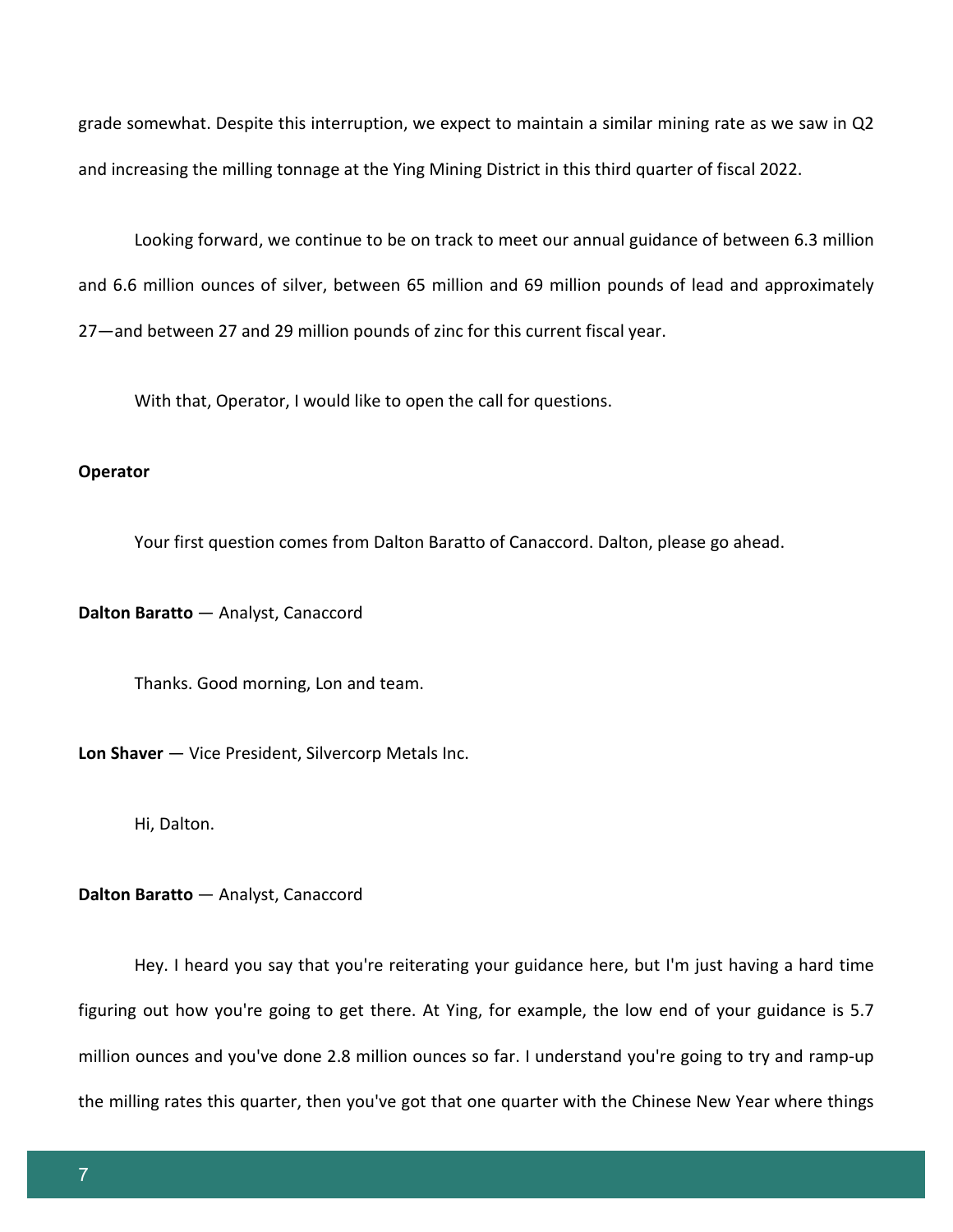grade somewhat. Despite this interruption, we expect to maintain a similar mining rate as we saw in Q2 and increasing the milling tonnage at the Ying Mining District in this third quarter of fiscal 2022.

Looking forward, we continue to be on track to meet our annual guidance of between 6.3 million and 6.6 million ounces of silver, between 65 million and 69 million pounds of lead and approximately 27—and between 27 and 29 million pounds of zinc for this current fiscal year.

With that, Operator, I would like to open the call for questions.

**Operator**

Your first question comes from Dalton Baratto of Canaccord. Dalton, please go ahead.

**Dalton Baratto** — Analyst, Canaccord

Thanks. Good morning, Lon and team.

**Lon Shaver** — Vice President, Silvercorp Metals Inc.

Hi, Dalton.

**Dalton Baratto** — Analyst, Canaccord

Hey. I heard you say that you're reiterating your guidance here, but I'm just having a hard time figuring out how you're going to get there. At Ying, for example, the low end of your guidance is 5.7 million ounces and you've done 2.8 million ounces so far. I understand you're going to try and ramp-up the milling rates this quarter, then you've got that one quarter with the Chinese New Year where things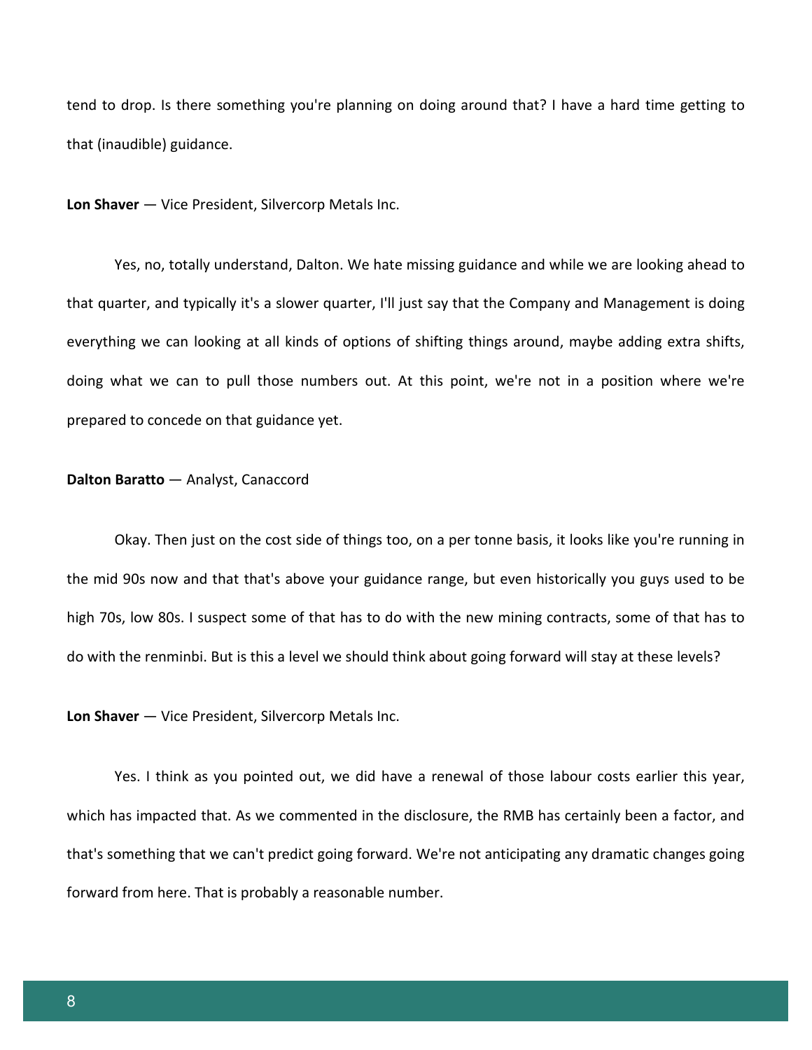tend to drop. Is there something you're planning on doing around that? I have a hard time getting to that (inaudible) guidance.

**Lon Shaver** — Vice President, Silvercorp Metals Inc.

Yes, no, totally understand, Dalton. We hate missing guidance and while we are looking ahead to that quarter, and typically it's a slower quarter, I'll just say that the Company and Management is doing everything we can looking at all kinds of options of shifting things around, maybe adding extra shifts, doing what we can to pull those numbers out. At this point, we're not in a position where we're prepared to concede on that guidance yet.

**Dalton Baratto** — Analyst, Canaccord

Okay. Then just on the cost side of things too, on a per tonne basis, it looks like you're running in the mid 90s now and that that's above your guidance range, but even historically you guys used to be high 70s, low 80s. I suspect some of that has to do with the new mining contracts, some of that has to do with the renminbi. But is this a level we should think about going forward will stay at these levels?

**Lon Shaver** — Vice President, Silvercorp Metals Inc.

Yes. I think as you pointed out, we did have a renewal of those labour costs earlier this year, which has impacted that. As we commented in the disclosure, the RMB has certainly been a factor, and that's something that we can't predict going forward. We're not anticipating any dramatic changes going forward from here. That is probably a reasonable number.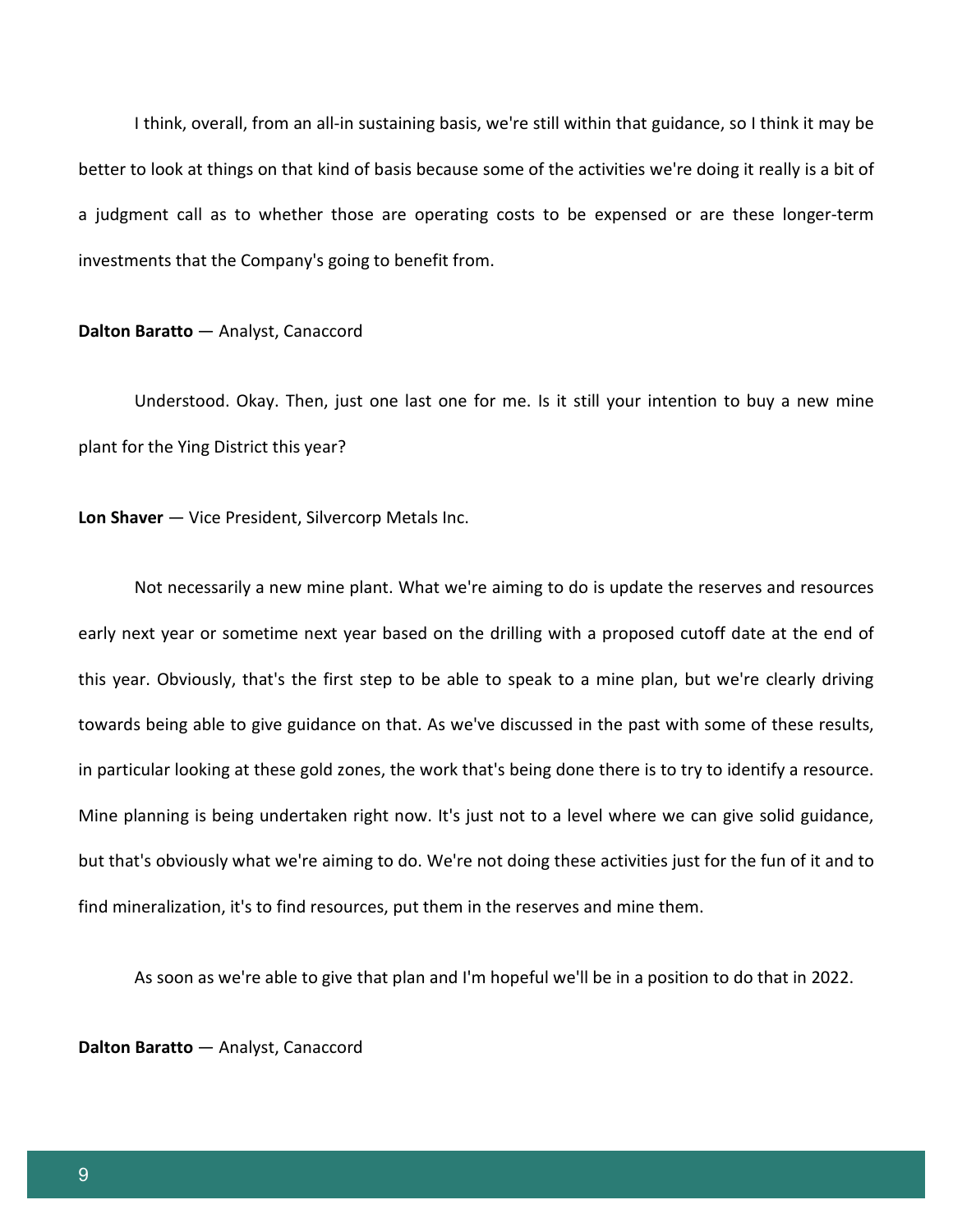I think, overall, from an all-in sustaining basis, we're still within that guidance, so I think it may be better to look at things on that kind of basis because some of the activities we're doing it really is a bit of a judgment call as to whether those are operating costs to be expensed or are these longer-term investments that the Company's going to benefit from.

**Dalton Baratto** — Analyst, Canaccord

Understood. Okay. Then, just one last one for me. Is it still your intention to buy a new mine plant for the Ying District this year?

**Lon Shaver** — Vice President, Silvercorp Metals Inc.

Not necessarily a new mine plant. What we're aiming to do is update the reserves and resources early next year or sometime next year based on the drilling with a proposed cutoff date at the end of this year. Obviously, that's the first step to be able to speak to a mine plan, but we're clearly driving towards being able to give guidance on that. As we've discussed in the past with some of these results, in particular looking at these gold zones, the work that's being done there is to try to identify a resource. Mine planning is being undertaken right now. It's just not to a level where we can give solid guidance, but that's obviously what we're aiming to do. We're not doing these activities just for the fun of it and to find mineralization, it's to find resources, put them in the reserves and mine them.

As soon as we're able to give that plan and I'm hopeful we'll be in a position to do that in 2022.

**Dalton Baratto** — Analyst, Canaccord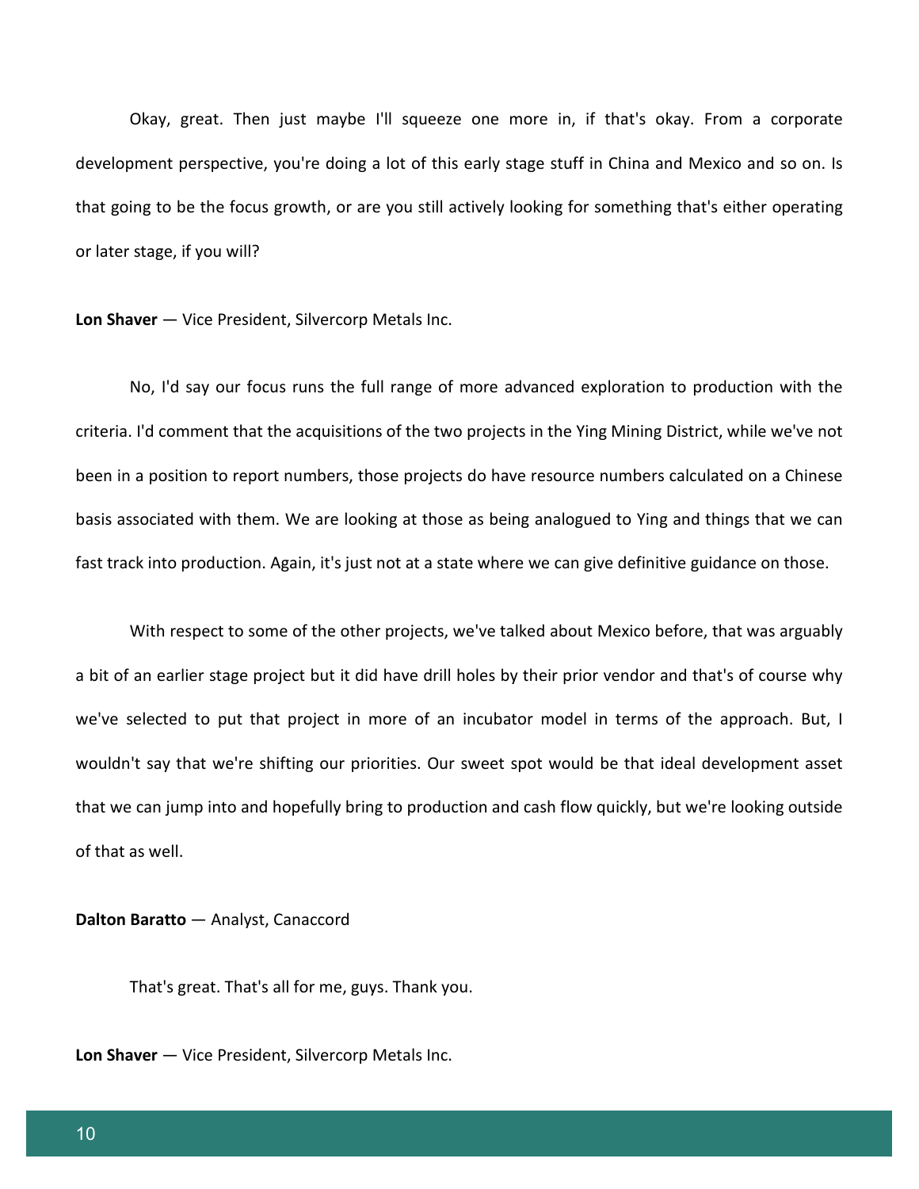Okay, great. Then just maybe I'll squeeze one more in, if that's okay. From a corporate development perspective, you're doing a lot of this early stage stuff in China and Mexico and so on. Is that going to be the focus growth, or are you still actively looking for something that's either operating or later stage, if you will?

**Lon Shaver** — Vice President, Silvercorp Metals Inc.

No, I'd say our focus runs the full range of more advanced exploration to production with the criteria. I'd comment that the acquisitions of the two projects in the Ying Mining District, while we've not been in a position to report numbers, those projects do have resource numbers calculated on a Chinese basis associated with them. We are looking at those as being analogued to Ying and things that we can fast track into production. Again, it's just not at a state where we can give definitive guidance on those.

With respect to some of the other projects, we've talked about Mexico before, that was arguably a bit of an earlier stage project but it did have drill holes by their prior vendor and that's of course why we've selected to put that project in more of an incubator model in terms of the approach. But, I wouldn't say that we're shifting our priorities. Our sweet spot would be that ideal development asset that we can jump into and hopefully bring to production and cash flow quickly, but we're looking outside of that as well.

**Dalton Baratto** — Analyst, Canaccord

That's great. That's all for me, guys. Thank you.

**Lon Shaver** — Vice President, Silvercorp Metals Inc.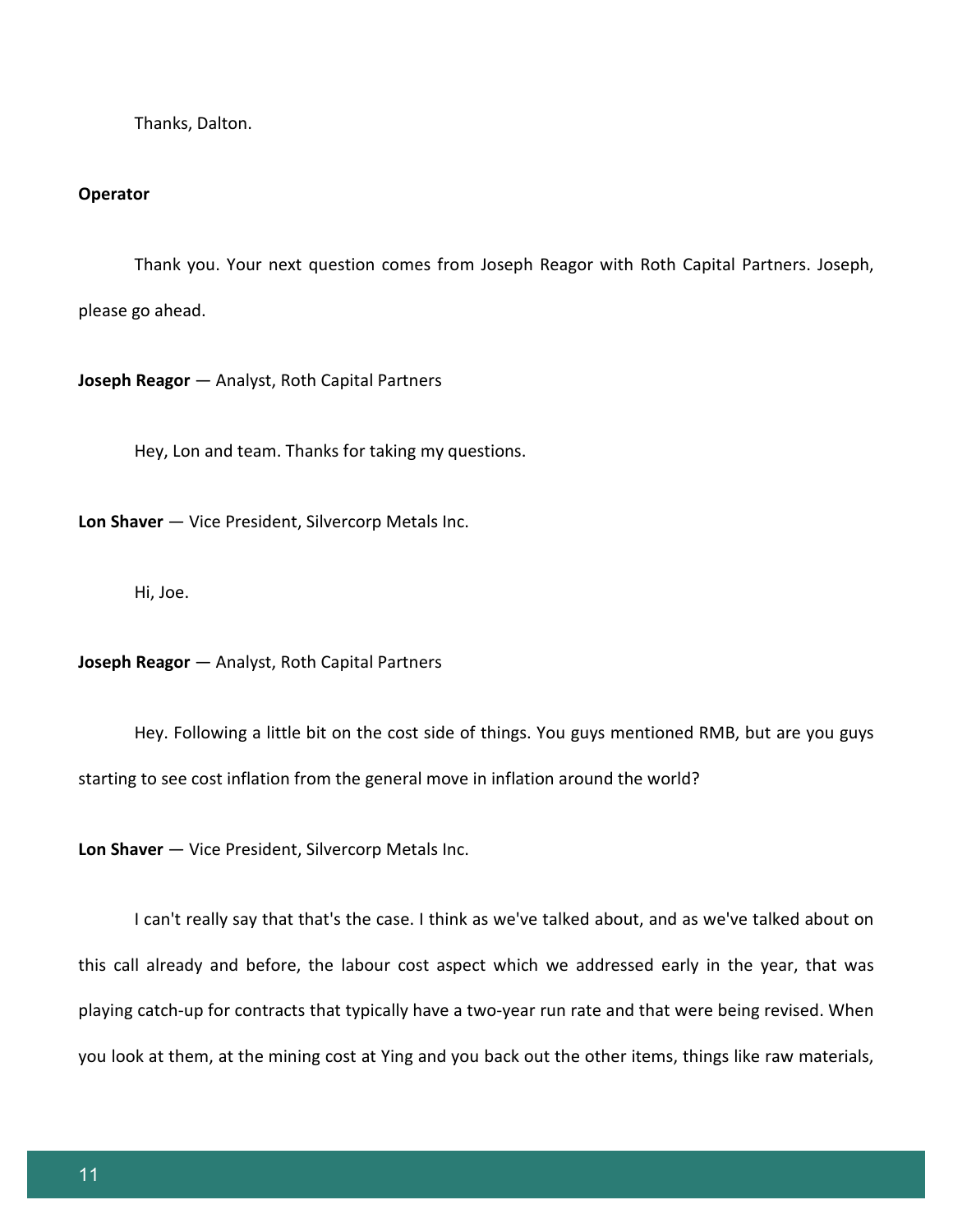Thanks, Dalton.

**Operator**

Thank you. Your next question comes from Joseph Reagor with Roth Capital Partners. Joseph, please go ahead.

**Joseph Reagor** — Analyst, Roth Capital Partners

Hey, Lon and team. Thanks for taking my questions.

**Lon Shaver** — Vice President, Silvercorp Metals Inc.

Hi, Joe.

**Joseph Reagor** — Analyst, Roth Capital Partners

Hey. Following a little bit on the cost side of things. You guys mentioned RMB, but are you guys starting to see cost inflation from the general move in inflation around the world?

**Lon Shaver** — Vice President, Silvercorp Metals Inc.

I can't really say that that's the case. I think as we've talked about, and as we've talked about on this call already and before, the labour cost aspect which we addressed early in the year, that was playing catch-up for contracts that typically have a two-year run rate and that were being revised. When you look at them, at the mining cost at Ying and you back out the other items, things like raw materials,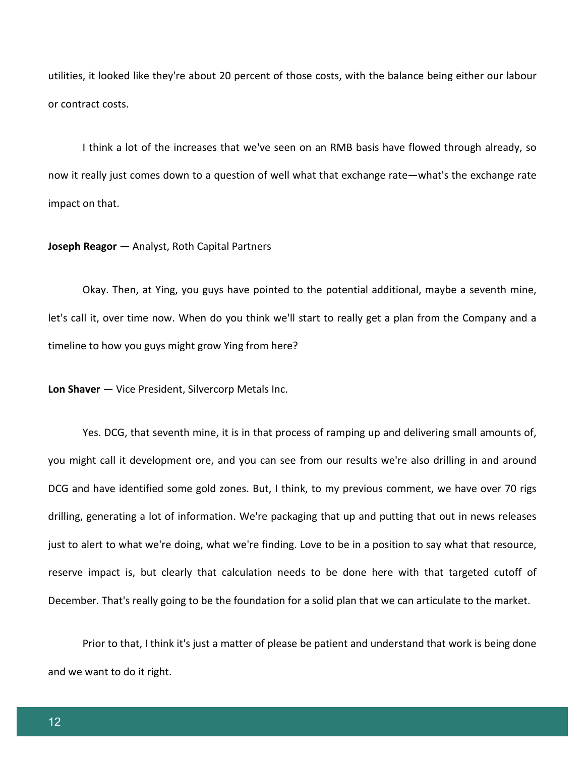utilities, it looked like they're about 20 percent of those costs, with the balance being either our labour or contract costs.

I think a lot of the increases that we've seen on an RMB basis have flowed through already, so now it really just comes down to a question of well what that exchange rate—what's the exchange rate impact on that.

**Joseph Reagor** — Analyst, Roth Capital Partners

Okay. Then, at Ying, you guys have pointed to the potential additional, maybe a seventh mine, let's call it, over time now. When do you think we'll start to really get a plan from the Company and a timeline to how you guys might grow Ying from here?

**Lon Shaver** — Vice President, Silvercorp Metals Inc.

Yes. DCG, that seventh mine, it is in that process of ramping up and delivering small amounts of, you might call it development ore, and you can see from our results we're also drilling in and around DCG and have identified some gold zones. But, I think, to my previous comment, we have over 70 rigs drilling, generating a lot of information. We're packaging that up and putting that out in news releases just to alert to what we're doing, what we're finding. Love to be in a position to say what that resource, reserve impact is, but clearly that calculation needs to be done here with that targeted cutoff of December. That's really going to be the foundation for a solid plan that we can articulate to the market.

Prior to that, I think it's just a matter of please be patient and understand that work is being done and we want to do it right.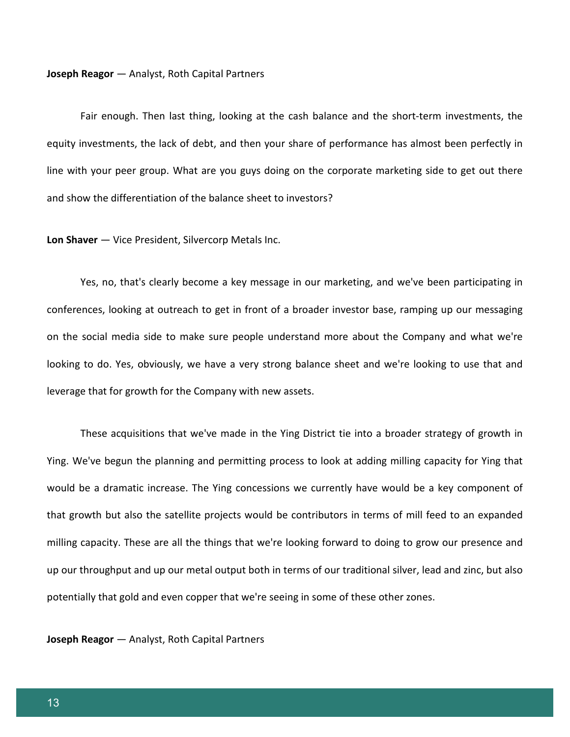**Joseph Reagor** — Analyst, Roth Capital Partners

Fair enough. Then last thing, looking at the cash balance and the short-term investments, the equity investments, the lack of debt, and then your share of performance has almost been perfectly in line with your peer group. What are you guys doing on the corporate marketing side to get out there and show the differentiation of the balance sheet to investors?

**Lon Shaver** — Vice President, Silvercorp Metals Inc.

Yes, no, that's clearly become a key message in our marketing, and we've been participating in conferences, looking at outreach to get in front of a broader investor base, ramping up our messaging on the social media side to make sure people understand more about the Company and what we're looking to do. Yes, obviously, we have a very strong balance sheet and we're looking to use that and leverage that for growth for the Company with new assets.

These acquisitions that we've made in the Ying District tie into a broader strategy of growth in Ying. We've begun the planning and permitting process to look at adding milling capacity for Ying that would be a dramatic increase. The Ying concessions we currently have would be a key component of that growth but also the satellite projects would be contributors in terms of mill feed to an expanded milling capacity. These are all the things that we're looking forward to doing to grow our presence and up our throughput and up our metal output both in terms of our traditional silver, lead and zinc, but also potentially that gold and even copper that we're seeing in some of these other zones.

**Joseph Reagor** — Analyst, Roth Capital Partners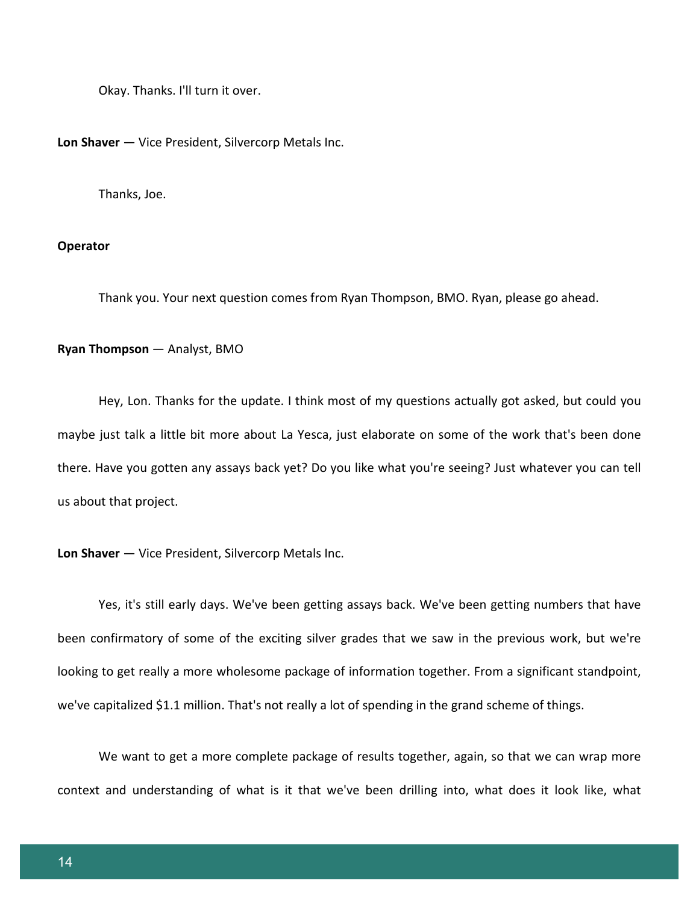Okay. Thanks. I'll turn it over.

**Lon Shaver** — Vice President, Silvercorp Metals Inc.

Thanks, Joe.

**Operator**

Thank you. Your next question comes from Ryan Thompson, BMO. Ryan, please go ahead.

**Ryan Thompson** — Analyst, BMO

Hey, Lon. Thanks for the update. I think most of my questions actually got asked, but could you maybe just talk a little bit more about La Yesca, just elaborate on some of the work that's been done there. Have you gotten any assays back yet? Do you like what you're seeing? Just whatever you can tell us about that project.

**Lon Shaver** — Vice President, Silvercorp Metals Inc.

Yes, it's still early days. We've been getting assays back. We've been getting numbers that have been confirmatory of some of the exciting silver grades that we saw in the previous work, but we're looking to get really a more wholesome package of information together. From a significant standpoint, we've capitalized $1.1 million. That's not really a lot of spending in the grand scheme of things.

We want to get a more complete package of results together, again, so that we can wrap more context and understanding of what is it that we've been drilling into, what does it look like, what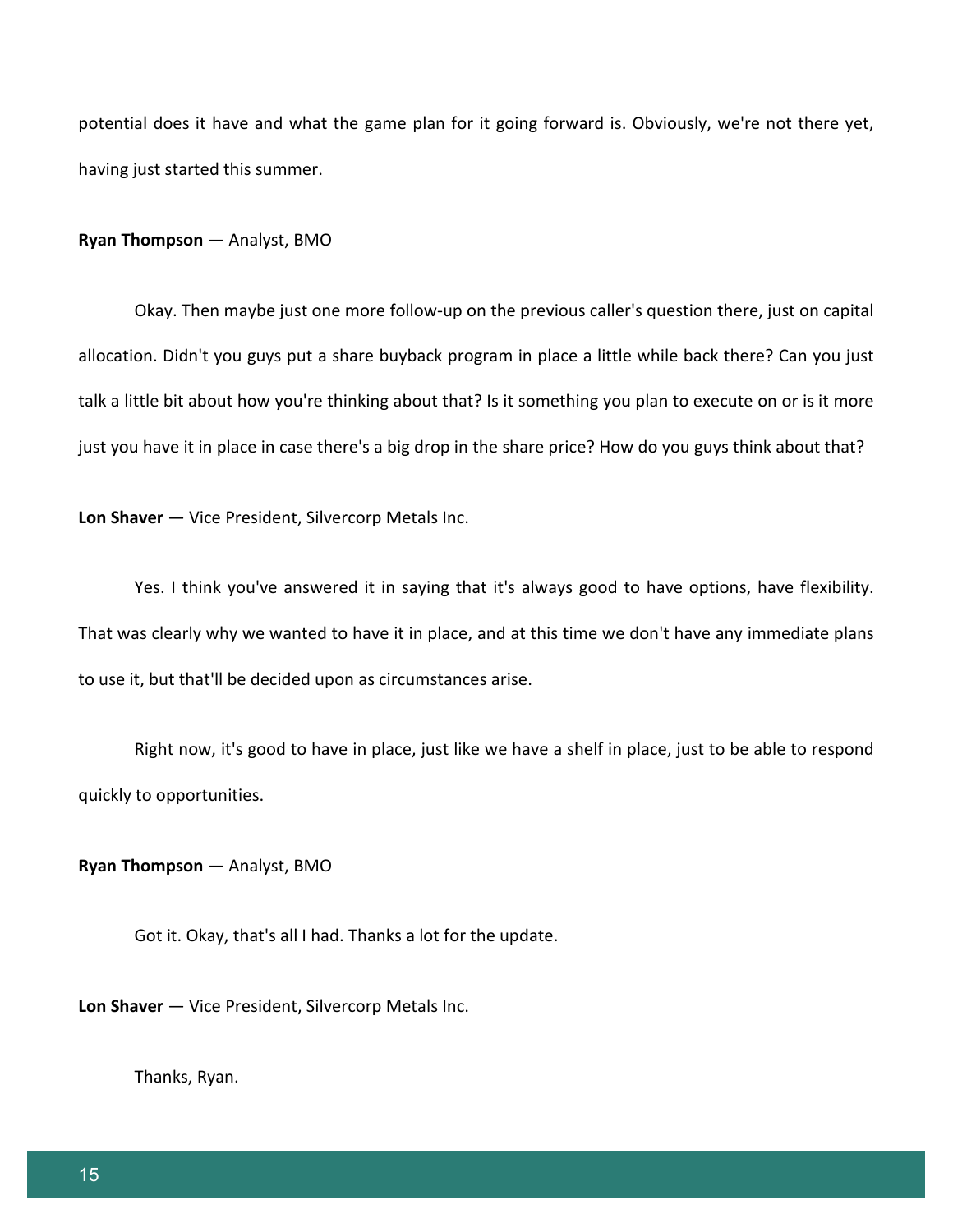potential does it have and what the game plan for it going forward is. Obviously, we're not there yet, having just started this summer.

**Ryan Thompson** — Analyst, BMO

Okay. Then maybe just one more follow-up on the previous caller's question there, just on capital allocation. Didn't you guys put a share buyback program in place a little while back there? Can you just talk a little bit about how you're thinking about that? Is it something you plan to execute on or is it more just you have it in place in case there's a big drop in the share price? How do you guys think about that?

**Lon Shaver** — Vice President, Silvercorp Metals Inc.

Yes. I think you've answered it in saying that it's always good to have options, have flexibility. That was clearly why we wanted to have it in place, and at this time we don't have any immediate plans to use it, but that'll be decided upon as circumstances arise.

Right now, it's good to have in place, just like we have a shelf in place, just to be able to respond quickly to opportunities.

**Ryan Thompson** — Analyst, BMO

Got it. Okay, that's all I had. Thanks a lot for the update.

**Lon Shaver** — Vice President, Silvercorp Metals Inc.

Thanks, Ryan.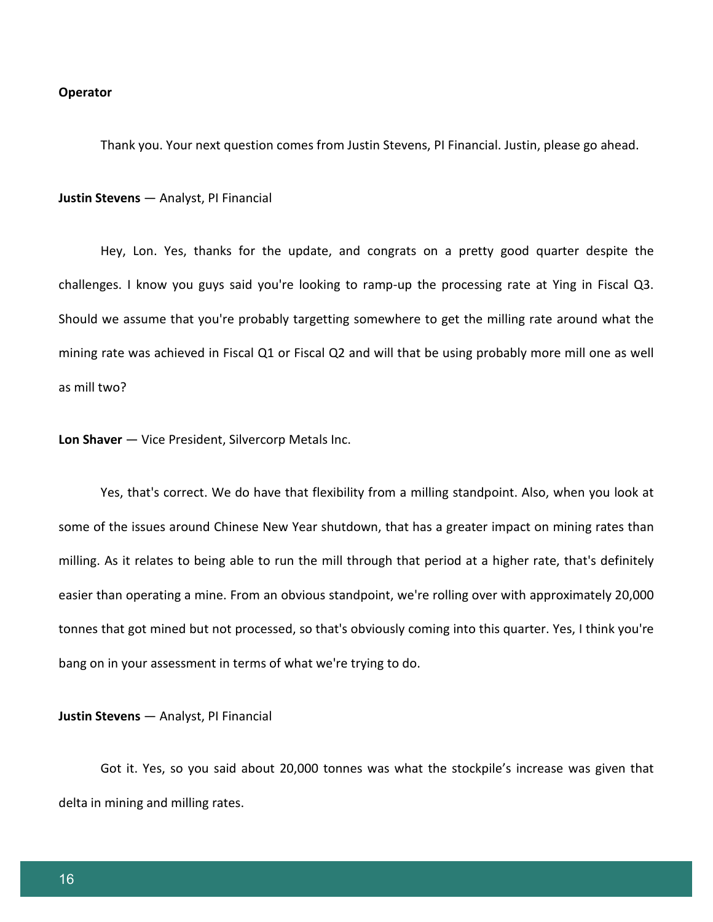**Operator**

Thank you. Your next question comes from Justin Stevens, PI Financial. Justin, please go ahead.

**Justin Stevens** — Analyst, PI Financial

Hey, Lon. Yes, thanks for the update, and congrats on a pretty good quarter despite the challenges. I know you guys said you're looking to ramp-up the processing rate at Ying in Fiscal Q3. Should we assume that you're probably targetting somewhere to get the milling rate around what the mining rate was achieved in Fiscal Q1 or Fiscal Q2 and will that be using probably more mill one as well as mill two?

**Lon Shaver** — Vice President, Silvercorp Metals Inc.

Yes, that's correct. We do have that flexibility from a milling standpoint. Also, when you look at some of the issues around Chinese New Year shutdown, that has a greater impact on mining rates than milling. As it relates to being able to run the mill through that period at a higher rate, that's definitely easier than operating a mine. From an obvious standpoint, we're rolling over with approximately 20,000 tonnes that got mined but not processed, so that's obviously coming into this quarter. Yes, I think you're bang on in your assessment in terms of what we're trying to do.

**Justin Stevens** — Analyst, PI Financial

Got it. Yes, so you said about 20,000 tonnes was what the stockpile's increase was given that delta in mining and milling rates.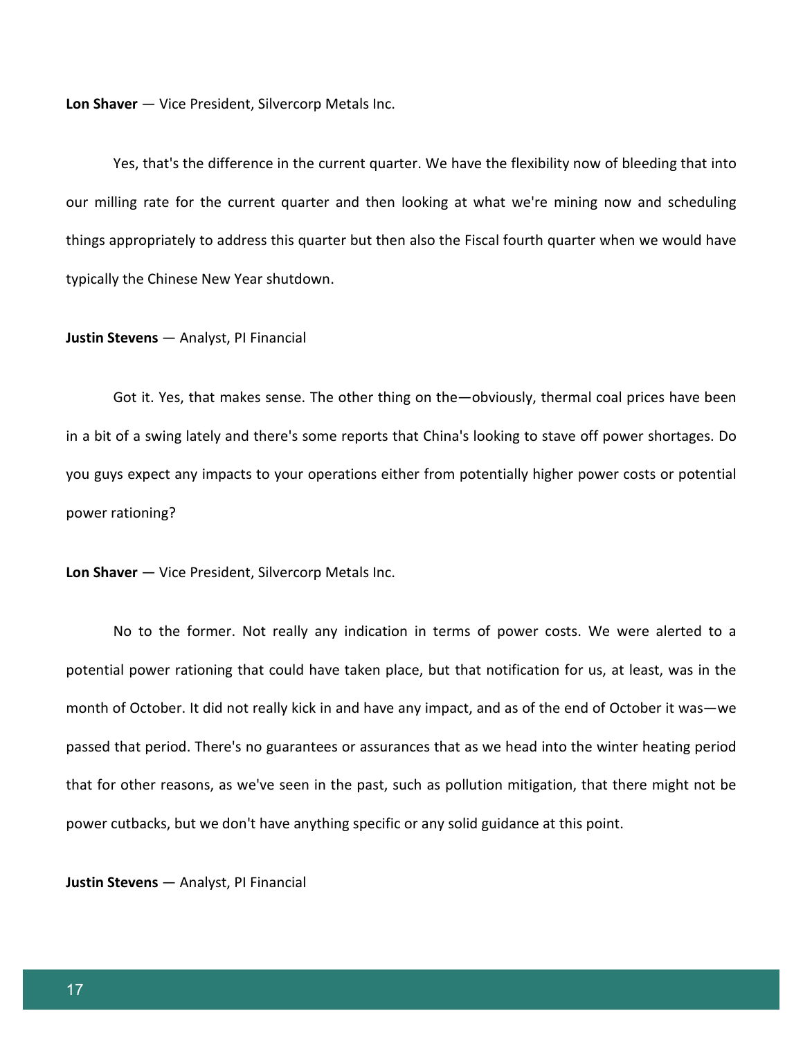**Lon Shaver** — Vice President, Silvercorp Metals Inc.

Yes, that's the difference in the current quarter. We have the flexibility now of bleeding that into our milling rate for the current quarter and then looking at what we're mining now and scheduling things appropriately to address this quarter but then also the Fiscal fourth quarter when we would have typically the Chinese New Year shutdown.

**Justin Stevens** — Analyst, PI Financial

Got it. Yes, that makes sense. The other thing on the—obviously, thermal coal prices have been in a bit of a swing lately and there's some reports that China's looking to stave off power shortages. Do you guys expect any impacts to your operations either from potentially higher power costs or potential power rationing?

**Lon Shaver** — Vice President, Silvercorp Metals Inc.

No to the former. Not really any indication in terms of power costs. We were alerted to a potential power rationing that could have taken place, but that notification for us, at least, was in the month of October. It did not really kick in and have any impact, and as of the end of October it was—we passed that period. There's no guarantees or assurances that as we head into the winter heating period that for other reasons, as we've seen in the past, such as pollution mitigation, that there might not be power cutbacks, but we don't have anything specific or any solid guidance at this point.

**Justin Stevens** — Analyst, PI Financial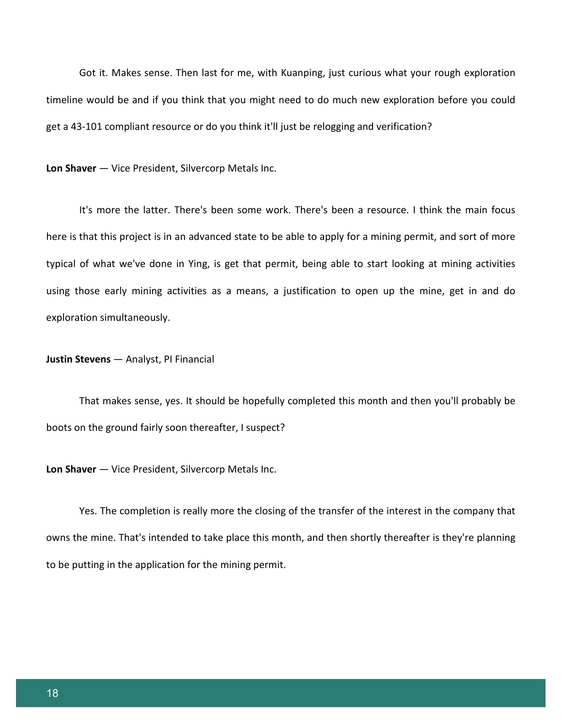Got it. Makes sense. Then last for me, with Kuanping, just curious what your rough exploration timeline would be and if you think that you might need to do much new exploration before you could get a 43-101 compliant resource or do you think it'll just be relogging and verification?

**Lon Shaver** — Vice President, Silvercorp Metals Inc.

It's more the latter. There's been some work. There's been a resource. I think the main focus here is that this project is in an advanced state to be able to apply for a mining permit, and sort of more typical of what we've done in Ying, is get that permit, being able to start looking at mining activities using those early mining activities as a means, a justification to open up the mine, get in and do exploration simultaneously.

**Justin Stevens** — Analyst, PI Financial

That makes sense, yes. It should be hopefully completed this month and then you'll probably be boots on the ground fairly soon thereafter, I suspect?

**Lon Shaver** — Vice President, Silvercorp Metals Inc.

Yes. The completion is really more the closing of the transfer of the interest in the company that owns the mine. That's intended to take place this month, and then shortly thereafter is they're planning to be putting in the application for the mining permit.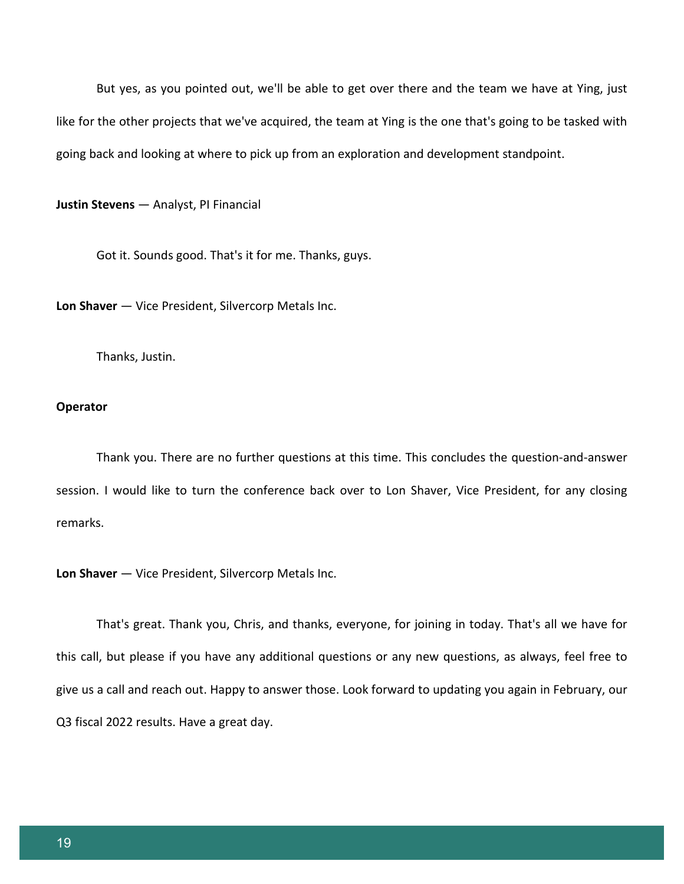But yes, as you pointed out, we'll be able to get over there and the team we have at Ying, just like for the other projects that we've acquired, the team at Ying is the one that's going to be tasked with going back and looking at where to pick up from an exploration and development standpoint.

**Justin Stevens** — Analyst, PI Financial

Got it. Sounds good. That's it for me. Thanks, guys.

**Lon Shaver** — Vice President, Silvercorp Metals Inc.

Thanks, Justin.

**Operator**

Thank you. There are no further questions at this time. This concludes the question-and-answer session. I would like to turn the conference back over to Lon Shaver, Vice President, for any closing remarks.

**Lon Shaver** — Vice President, Silvercorp Metals Inc.

That's great. Thank you, Chris, and thanks, everyone, for joining in today. That's all we have for this call, but please if you have any additional questions or any new questions, as always, feel free to give us a call and reach out. Happy to answer those. Look forward to updating you again in February, our Q3 fiscal 2022 results. Have a great day.